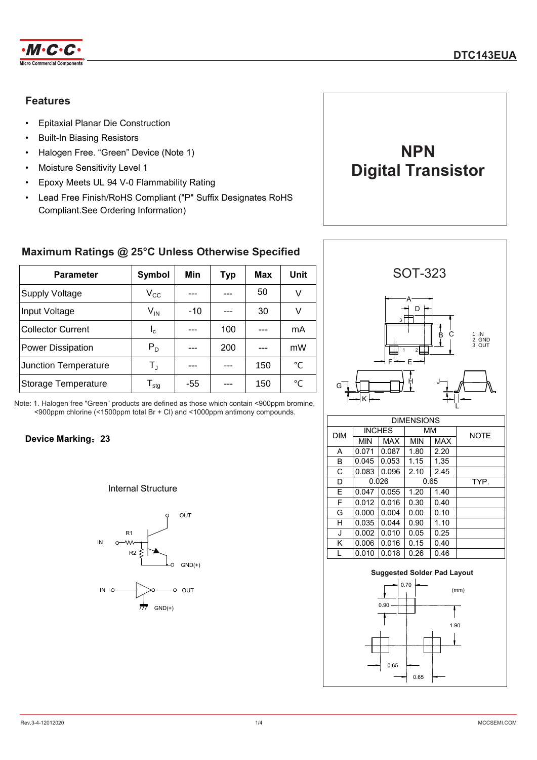# DTC143EUA

## Features

- Epitaxial Planar Die Construction
- Built-In Biasing Resistors
- Halogen Free. “Green” Device (Note 1)
- Moisture Sensitivity Level 1
- Epoxy Meets UL 94 V-0 Flammability Rating
- Lead Free Finish/RoHS Compliant ("P" Suffix Designates RoHS Compliant.See Ordering Information)

# NPN Digital Transistor

## Maximum Ratings @ 25°C Unless Otherwise Specified

| Parameter | Symbol | Min | Typ | Max | Unit |
|---|---|---|---|---|---|
| Supply Voltage | $V_{CC}$ | --- | --- | 50 | V |
| Input Voltage | $V_{IN}$ | -10 | --- | 30 | V |
| Collector Current | $I_c$ | --- | 100 | --- | mA |
| Power Dissipation | $P_D$ | --- | 200 | --- | mW |
| Junction Temperature | $T_J$ | --- | --- | 150 | °C |
| Storage Temperature | $T_{stg}$ | -55 | --- | 150 | °C |

Note: 1. Halogen free "Green" products are defined as those which contain <900ppm bromine, <900ppm chlorine (<1500ppm total Br + Cl) and <1000ppm antimony compounds.

**Device Marking：23**

Internal Structure

IN, R1, R2, OUT, GND(+)

IN, OUT, GND(+)

SOT-323

1. IN
2. GND
3. OUT

| DIM | INCHES | | MM | | NOTE |
|---|---|---|---|---|---|
| | MIN | MAX | MIN | MAX | |
| A | 0.071 | 0.087 | 1.80 | 2.20 | |
| B | 0.045 | 0.053 | 1.15 | 1.35 | |
| C | 0.083 | 0.096 | 2.10 | 2.45 | |
| D | 0.026 | | 0.65 | | TYP. |
| E | 0.047 | 0.055 | 1.20 | 1.40 | |
| F | 0.012 | 0.016 | 0.30 | 0.40 | |
| G | 0.000 | 0.004 | 0.00 | 0.10 | |
| H | 0.035 | 0.044 | 0.90 | 1.10 | |
| J | 0.002 | 0.010 | 0.05 | 0.25 | |
| K | 0.006 | 0.016 | 0.15 | 0.40 | |
| L | 0.010 | 0.018 | 0.26 | 0.46 | |

**Suggested Solder Pad Layout**

(mm)

0.70, 0.90, 1.90, 0.65, 0.65

Rev.3-4-12012020

MCCSEMI.COM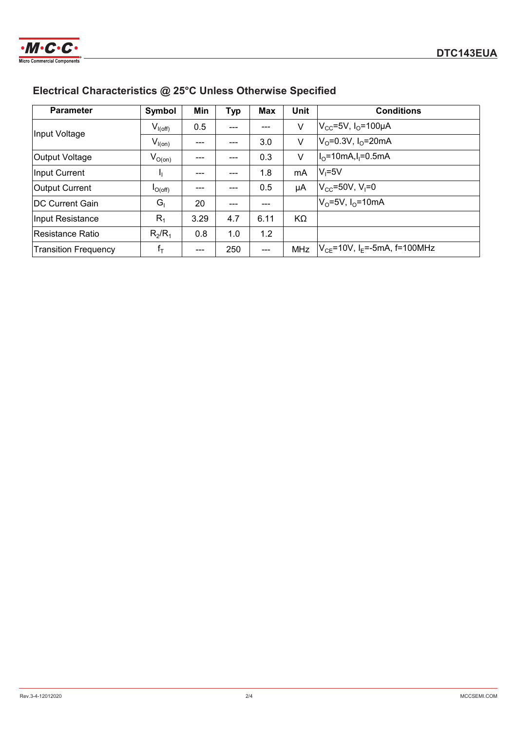## Electrical Characteristics @ 25°C Unless Otherwise Specified

| Parameter | Symbol | Min | Typ | Max | Unit | Conditions |
|---|---|---|---|---|---|---|
| Input Voltage | $V_{I(off)}$ | 0.5 | --- | --- | V | $V_{CC}$=5V, $I_O$=100μA |
| | $V_{I(on)}$ | --- | --- | 3.0 | V | $V_O$=0.3V, $I_O$=20mA |
| Output Voltage | $V_{O(on)}$ | --- | --- | 0.3 | V | $I_O$=10mA, $I_I$=0.5mA |
| Input Current | $I_I$ | --- | --- | 1.8 | mA | $V_I$=5V |
| Output Current | $I_{O(off)}$ | --- | --- | 0.5 | μA | $V_{CC}$=50V, $V_I$=0 |
| DC Current Gain | $G_I$ | 20 | --- | --- | | $V_O$=5V, $I_O$=10mA |
| Input Resistance | $R_1$ | 3.29 | 4.7 | 6.11 | KΩ | |
| Resistance Ratio | $R_2/R_1$ | 0.8 | 1.0 | 1.2 | | |
| Transition Frequency | $f_T$ | --- | 250 | --- | MHz | $V_{CE}$=10V, $I_E$=-5mA, f=100MHz |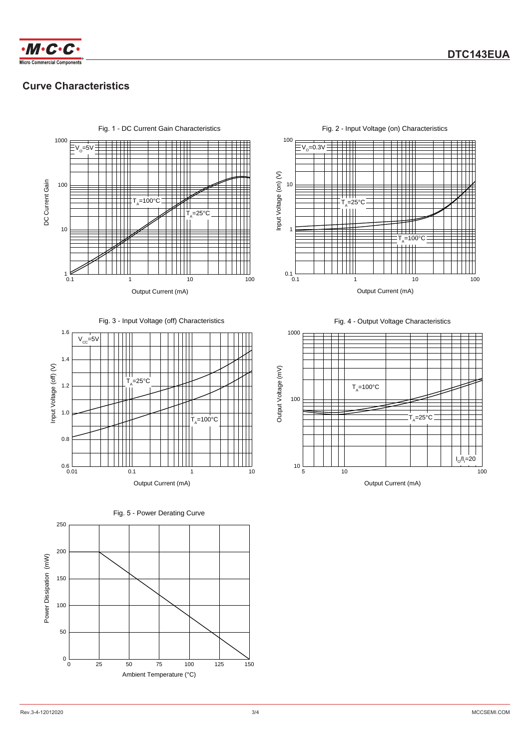## Curve Characteristics

Fig. 1 - DC Current Gain Characteristics

$V_O$=5V

$T_A$=100°C

$T_A$=25°C

DC Current Gain

Output Current (mA)

Fig. 2 - Input Voltage (on) Characteristics

$V_O$=0.3V

$T_A$=25°C

$T_A$=100°C

Input Voltage (on) (V)

Output Current (mA)

Fig. 3 - Input Voltage (off) Characteristics

$V_{CC}$=5V

$T_A$=25°C

$T_A$=100°C

Input Voltage (off) (V)

Output Current (mA)

Fig. 4 - Output Voltage Characteristics

$T_A$=100°C

$T_A$=25°C

$I_O/I_I$=20

Output Voltage (mV)

Output Current (mA)

Fig. 5 - Power Derating Curve

Power Dissipation (mW)

Ambient Temperature (°C)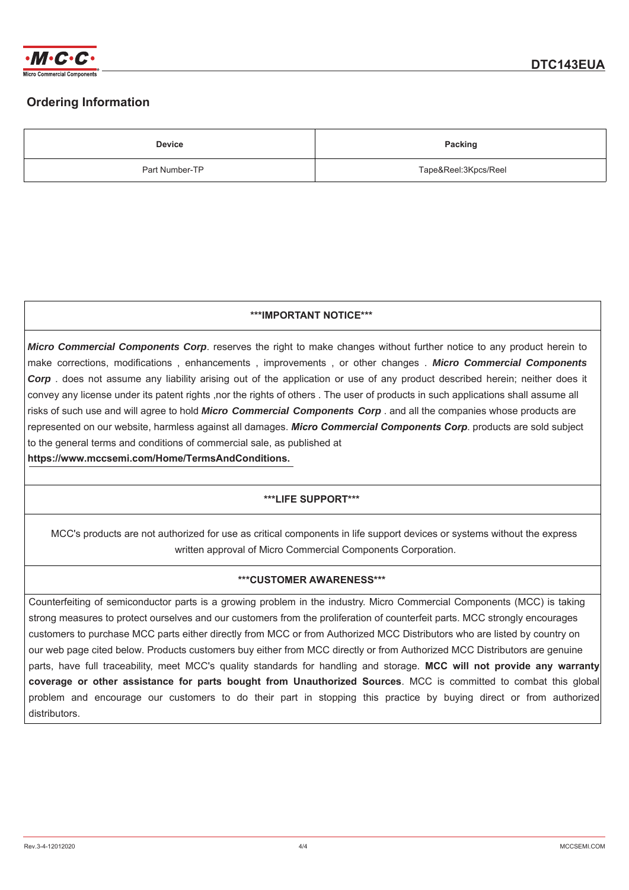## Ordering Information

| Device | Packing |
|---|---|
| Part Number-TP | Tape&Reel:3Kpcs/Reel |

**\*\*\*IMPORTANT NOTICE\*\*\***

***Micro Commercial Components Corp***. reserves the right to make changes without further notice to any product herein to make corrections, modifications , enhancements , improvements , or other changes . ***Micro Commercial Components Corp*** . does not assume any liability arising out of the application or use of any product described herein; neither does it convey any license under its patent rights ,nor the rights of others . The user of products in such applications shall assume all risks of such use and will agree to hold ***Micro Commercial Components Corp*** . and all the companies whose products are represented on our website, harmless against all damages. ***Micro Commercial Components Corp***. products are sold subject to the general terms and conditions of commercial sale, as published at
**https://www.mccsemi.com/Home/TermsAndConditions.**

**\*\*\*LIFE SUPPORT\*\*\***

MCC's products are not authorized for use as critical components in life support devices or systems without the express written approval of Micro Commercial Components Corporation.

**\*\*\*CUSTOMER AWARENESS\*\*\***

Counterfeiting of semiconductor parts is a growing problem in the industry. Micro Commercial Components (MCC) is taking strong measures to protect ourselves and our customers from the proliferation of counterfeit parts. MCC strongly encourages customers to purchase MCC parts either directly from MCC or from Authorized MCC Distributors who are listed by country on our web page cited below. Products customers buy either from MCC directly or from Authorized MCC Distributors are genuine parts, have full traceability, meet MCC's quality standards for handling and storage. **MCC will not provide any warranty coverage or other assistance for parts bought from Unauthorized Sources**. MCC is committed to combat this global problem and encourage our customers to do their part in stopping this practice by buying direct or from authorized distributors.